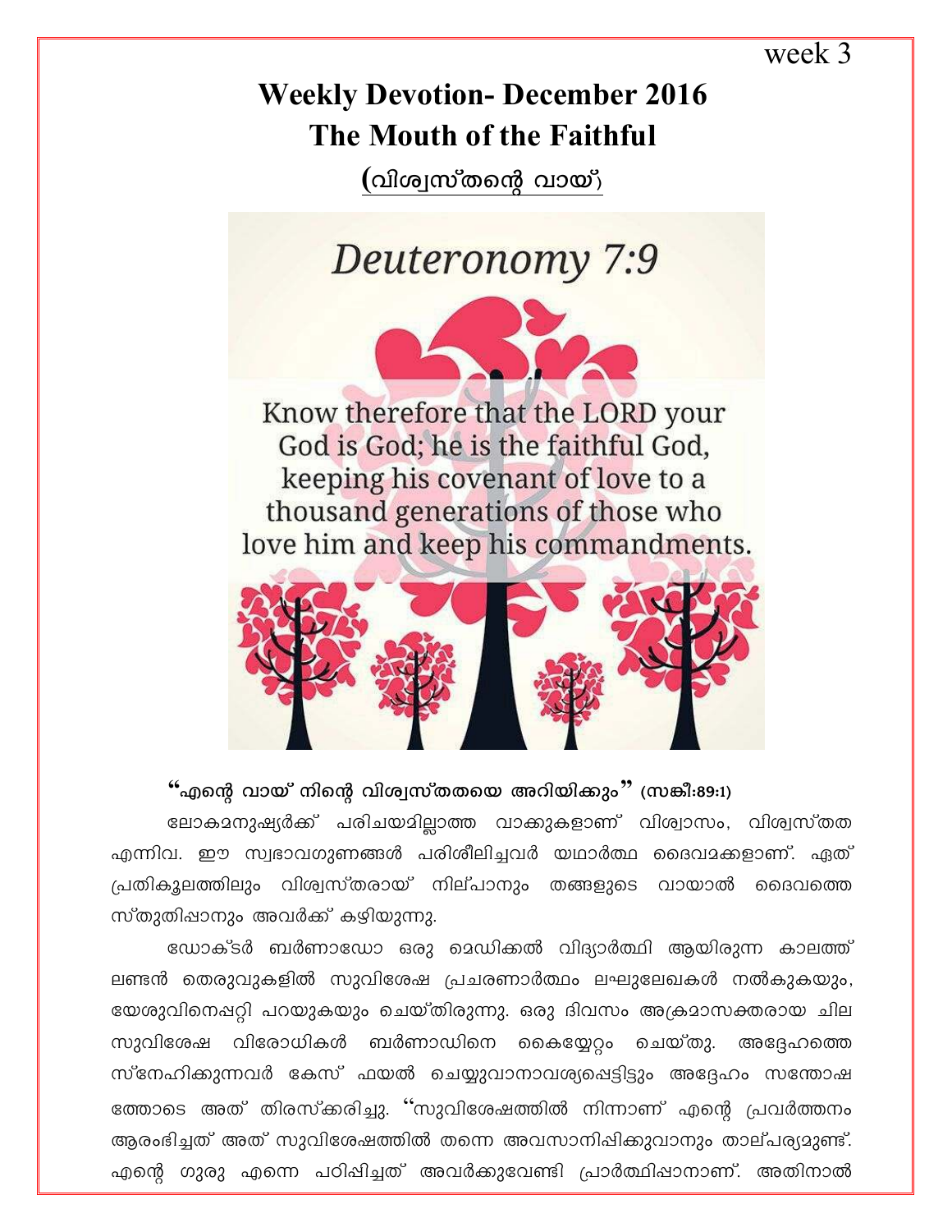week 3

# Weekly Devotion- December 2016
# The Mouth of the Faithful

## (വിശ്വസ്തന്റെ വായ്)

Deuteronomy 7:9

Know therefore that the LORD your God is God; he is the faithful God, keeping his covenant of love to a thousand generations of those who love him and keep his commandments.

**"എന്റെ വായ് നിന്റെ വിശ്വസ്തതയെ അറിയിക്കും" (സങ്കീ:89:1)**

ലോകമനുഷ്യർക്ക് പരിചയമില്ലാത്ത വാക്കുകളാണ് വിശ്വാസം, വിശ്വസ്തത എന്നിവ. ഈ സ്വഭാവഗുണങ്ങൾ പരിശീലിച്ചവർ യഥാർത്ഥ ദൈവമക്കളാണ്. ഏത് പ്രതികൂലത്തിലും വിശ്വസ്തരായ് നില്പാനും തങ്ങളുടെ വായാൽ ദൈവത്തെ സ്തുതിപ്പാനും അവർക്ക് കഴിയുന്നു.

ഡോക്ടർ ബർണാഡോ ഒരു മെഡിക്കൽ വിദ്യാർത്ഥി ആയിരുന്ന കാലത്ത് ലണ്ടൻ തെരുവുകളിൽ സുവിശേഷ പ്രചരണാർത്ഥം ലഘുലേഖകൾ നൽകുകയും, യേശുവിനെപ്പറ്റി പറയുകയും ചെയ്തിരുന്നു. ഒരു ദിവസം അക്രമാസക്തരായ ചില സുവിശേഷ വിരോധികൾ ബർണാഡിനെ കൈയ്യേറ്റം ചെയ്തു. അദ്ദേഹത്തെ സ്നേഹിക്കുന്നവർ കേസ് ഫയൽ ചെയ്യുവാനാവശ്യപ്പെട്ടിട്ടും അദ്ദേഹം സന്തോഷ ത്തോടെ അത് തിരസ്ക്കരിച്ചു. "സുവിശേഷത്തിൽ നിന്നാണ് എന്റെ പ്രവർത്തനം ആരംഭിച്ചത് അത് സുവിശേഷത്തിൽ തന്നെ അവസാനിപ്പിക്കുവാനും താല്പര്യമുണ്ട്. എന്റെ ഗുരു എന്നെ പഠിപ്പിച്ചത് അവർക്കുവേണ്ടി പ്രാർത്ഥിപ്പാനാണ്. അതിനാൽ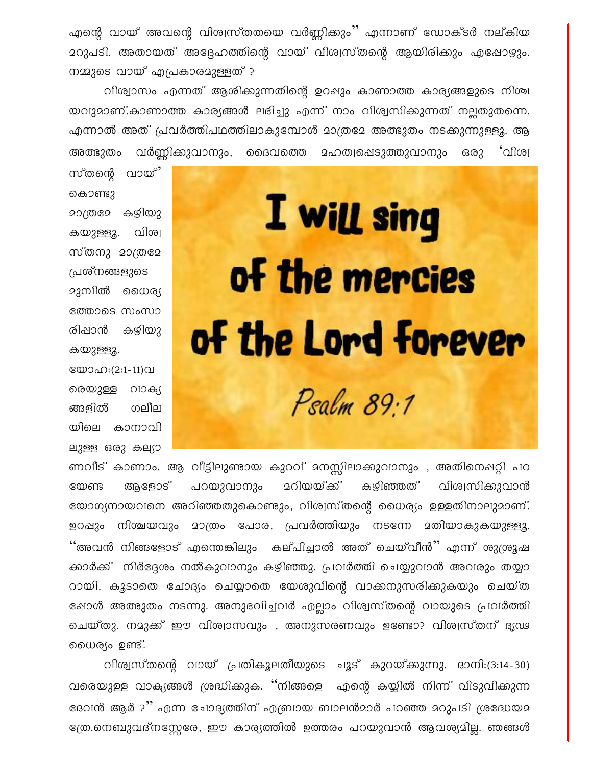എന്റെ വായ് അവന്റെ വിശ്വസ്തതയെ വർണ്ണിക്കും" എന്നാണ് ഡോക്ടർ നല്കിയ മറുപടി. അതായത് അദ്ദേഹത്തിന്റെ വായ് വിശ്വസ്തന്റെ ആയിരിക്കും എപ്പോഴും. നമ്മുടെ വായ് എപ്രകാരമുള്ളത് ?

വിശ്വാസം എന്നത് ആശിക്കുന്നതിന്റെ ഉറപ്പും കാണാത്ത കാര്യങ്ങളുടെ നിശ്ചയവുമാണ്.കാണാത്ത കാര്യങ്ങൾ ലഭിച്ചു എന്ന് നാം വിശ്വസിക്കുന്നത് നല്ലതുതന്നെ. എന്നാൽ അത് പ്രവർത്തിപഥത്തിലാകുമ്പോൾ മാത്രമേ അത്ഭുതം നടക്കുന്നുള്ളൂ. ആ അത്ഭുതം വർണ്ണിക്കുവാനും, ദൈവത്തെ മഹത്വപ്പെടുത്തുവാനും ഒരു 'വിശ്വസ്തന്റെ വായ്" കൊണ്ടു മാത്രമേ കഴിയുകയുള്ളൂ. വിശ്വസ്തനു മാത്രമേ പ്രശ്നങ്ങളുടെ മുമ്പിൽ ധൈര്യത്തോടെ സംസാരിപ്പാൻ കഴിയുകയുള്ളൂ. യോഹ:(2:1-11)വരെയുള്ള വാക്യങ്ങളിൽ ഗലീലയിലെ കാനാവിലുള്ള ഒരു കല്യാണവീട് കാണാം. ആ വീട്ടിലുണ്ടായ കുറവ് മനസ്സിലാക്കുവാനും , അതിനെപ്പറ്റി പറയേണ്ട ആളോട് പറയുവാനും മറിയയ്ക്ക് കഴിഞ്ഞത് വിശ്വസിക്കുവാൻ യോഗ്യനായവനെ അറിഞ്ഞതുകൊണ്ടും, വിശ്വസ്തന്റെ ധൈര്യം ഉള്ളതിനാലുമാണ്. ഉറപ്പും നിശ്ചയവും മാത്രം പോരാ, പ്രവർത്തിയും നടന്നേ മതിയാകുകയുള്ളൂ. "അവൻ നിങ്ങളോട് എന്തെങ്കിലും കല്പിച്ചാൽ അത് ചെയ്‌വീൻ" എന്ന് ശുശ്രൂഷക്കാർക്ക് നിർദ്ദേശം നൽകുവാനും കഴിഞ്ഞു. പ്രവർത്തി ചെയ്യുവാൻ അവരും തയ്യാറായി, കൂടാതെ ചോദ്യം ചെയ്യാതെ യേശുവിന്റെ വാക്കനുസരിക്കുകയും ചെയ്തപ്പോൾ അത്ഭുതം നടന്നു. അനുഭവിച്ചവർ എല്ലാം വിശ്വസ്തന്റെ വായുടെ പ്രവർത്തി ചെയ്തു. നമുക്ക് ഈ വിശ്വാസവും , അനുസരണവും ഉണ്ടോ? വിശ്വസ്തന് ദൃഢധൈര്യം ഉണ്ട്.

വിശ്വസ്തന്റെ വായ് പ്രതികൂലതീയുടെ ചൂട് കുറയ്ക്കുന്നു. ദാനി:(3:14-30) വരെയുള്ള വാക്യങ്ങൾ ശ്രദ്ധിക്കുക. "നിങ്ങളെ എന്റെ കയ്യിൽ നിന്ന് വിടുവിക്കുന്ന ദേവൻ ആർ ?" എന്ന ചോദ്യത്തിന് എബ്രായ ബാലൻമാർ പറഞ്ഞ മറുപടി ശ്രദ്ധേയമത്രേ.നെബുവദ്നസ്സേരേ, ഈ കാര്യത്തിൽ ഉത്തരം പറയുവാൻ ആവശ്യമില്ല. ഞങ്ങൾ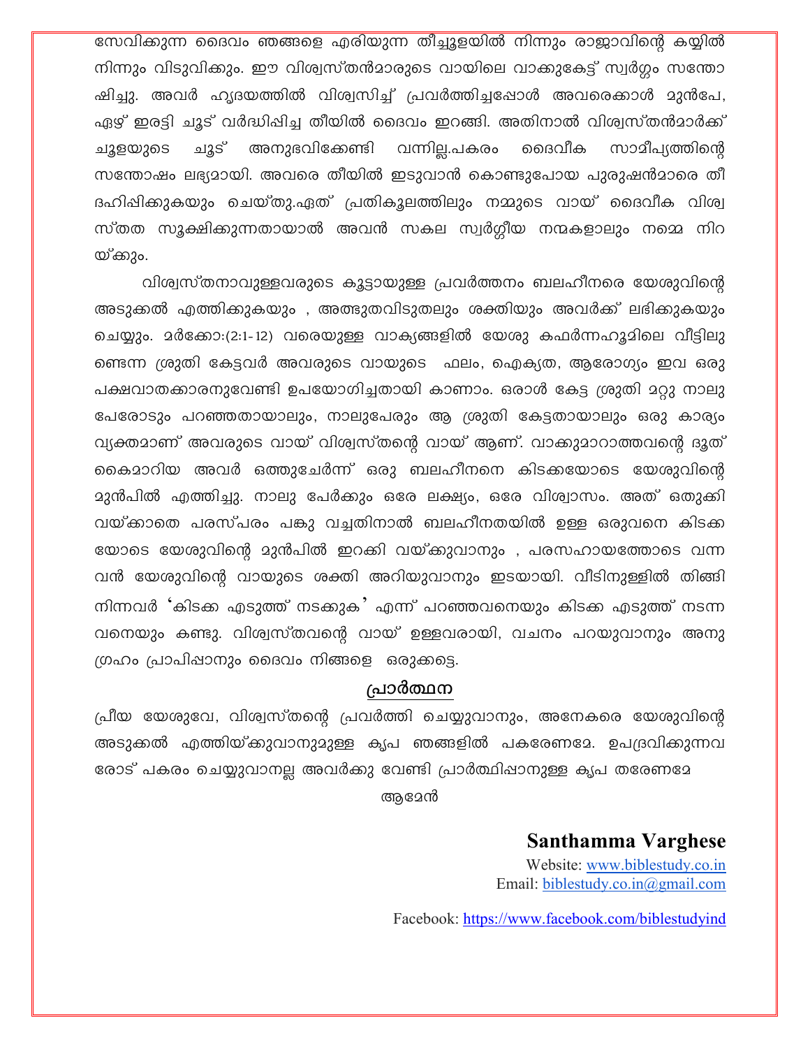സേവിക്കുന്ന ദൈവം ഞങ്ങളെ എരിയുന്ന തീച്ചൂളയിൽ നിന്നും രാജാവിന്റെ കയ്യിൽ നിന്നും വിടുവിക്കും. ഈ വിശ്വസ്തൻമാരുടെ വായിലെ വാക്കുകേട്ട് സ്വർഗ്ഗം സന്തോഷിച്ചു. അവർ ഹൃദയത്തിൽ വിശ്വസിച്ച് പ്രവർത്തിച്ചപ്പോൾ അവരെക്കാൾ മുൻപേ, ഏഴ് ഇരട്ടി ചൂട് വർദ്ധിപ്പിച്ച തീയിൽ ദൈവം ഇറങ്ങി. അതിനാൽ വിശ്വസ്തൻമാർക്ക് ചൂളയുടെ ചൂട് അനുഭവിക്കേണ്ടി വന്നില്ല.പകരം ദൈവീക സാമീപ്യത്തിന്റെ സന്തോഷം ലഭ്യമായി. അവരെ തീയിൽ ഇടുവാൻ കൊണ്ടുപോയ പുരുഷൻമാരെ തീ ദഹിപ്പിക്കുകയും ചെയ്തു.ഏത് പ്രതികൂലത്തിലും നമ്മുടെ വായ് ദൈവീക വിശ്വസ്തത സൂക്ഷിക്കുന്നതായാൽ അവൻ സകല സ്വർഗ്ഗീയ നന്മകളാലും നമ്മെ നിറയ്ക്കും.

വിശ്വസ്തനാവുള്ളവരുടെ കൂട്ടായുള്ള പ്രവർത്തനം ബലഹീനരെ യേശുവിന്റെ അടുക്കൽ എത്തിക്കുകയും , അത്ഭുതവിടുതലും ശക്തിയും അവർക്ക് ലഭിക്കുകയും ചെയ്യും. മർക്കോ:(2:1-12) വരെയുള്ള വാക്യങ്ങളിൽ യേശു കഫർന്നഹൂമിലെ വീട്ടിലുണ്ടെന്ന ശ്രുതി കേട്ടവർ അവരുടെ വായുടെ ഫലം, ഐക്യത, ആരോഗ്യം ഇവ ഒരു പക്ഷവാതക്കാരനുവേണ്ടി ഉപയോഗിച്ചതായി കാണാം. ഒരാൾ കേട്ട ശ്രുതി മറ്റു നാലു പേരോടും പറഞ്ഞതായാലും, നാലുപേരും ആ ശ്രുതി കേട്ടതായാലും ഒരു കാര്യം വ്യക്തമാണ് അവരുടെ വായ് വിശ്വസ്തന്റെ വായ് ആണ്. വാക്കുമാറാത്തവന്റെ ദൂത് കൈമാറിയ അവർ ഒത്തുചേർന്ന് ഒരു ബലഹീനനെ കിടക്കയോടെ യേശുവിന്റെ മുൻപിൽ എത്തിച്ചു. നാലു പേർക്കും ഒരേ ലക്ഷ്യം, ഒരേ വിശ്വാസം. അത് ഒതുക്കി വയ്ക്കാതെ പരസ്പരം പങ്കു വച്ചതിനാൽ ബലഹീനതയിൽ ഉള്ള ഒരുവനെ കിടക്കയോടെ യേശുവിന്റെ മുൻപിൽ ഇറക്കി വയ്ക്കുവാനും , പരസഹായത്തോടെ വന്നവൻ യേശുവിന്റെ വായുടെ ശക്തി അറിയുവാനും ഇടയായി. വീടിനുള്ളിൽ തിങ്ങി നിന്നവർ 'കിടക്ക എടുത്ത് നടക്കുക' എന്ന് പറഞ്ഞവനെയും കിടക്ക എടുത്ത് നടന്നവനെയും കണ്ടു. വിശ്വസ്തവന്റെ വായ് ഉള്ളവരായി, വചനം പറയുവാനും അനുഗ്രഹം പ്രാപിപ്പാനും ദൈവം നിങ്ങളെ ഒരുക്കട്ടെ.

## പ്രാർത്ഥന

പ്രീയ യേശുവേ, വിശ്വസ്തന്റെ പ്രവർത്തി ചെയ്യുവാനും, അനേകരെ യേശുവിന്റെ അടുക്കൽ എത്തിയ്ക്കുവാനുമുള്ള കൃപ ഞങ്ങളിൽ പകരേണമേ. ഉപദ്രവിക്കുന്നവരോട് പകരം ചെയ്യുവാനല്ല അവർക്കു വേണ്ടി പ്രാർത്ഥിപ്പാനുള്ള കൃപ തരേണമേ

ആമേൻ

**Santhamma Varghese**

Website: www.biblestudy.co.in
Email: biblestudy.co.in@gmail.com

Facebook: https://www.facebook.com/biblestudyind